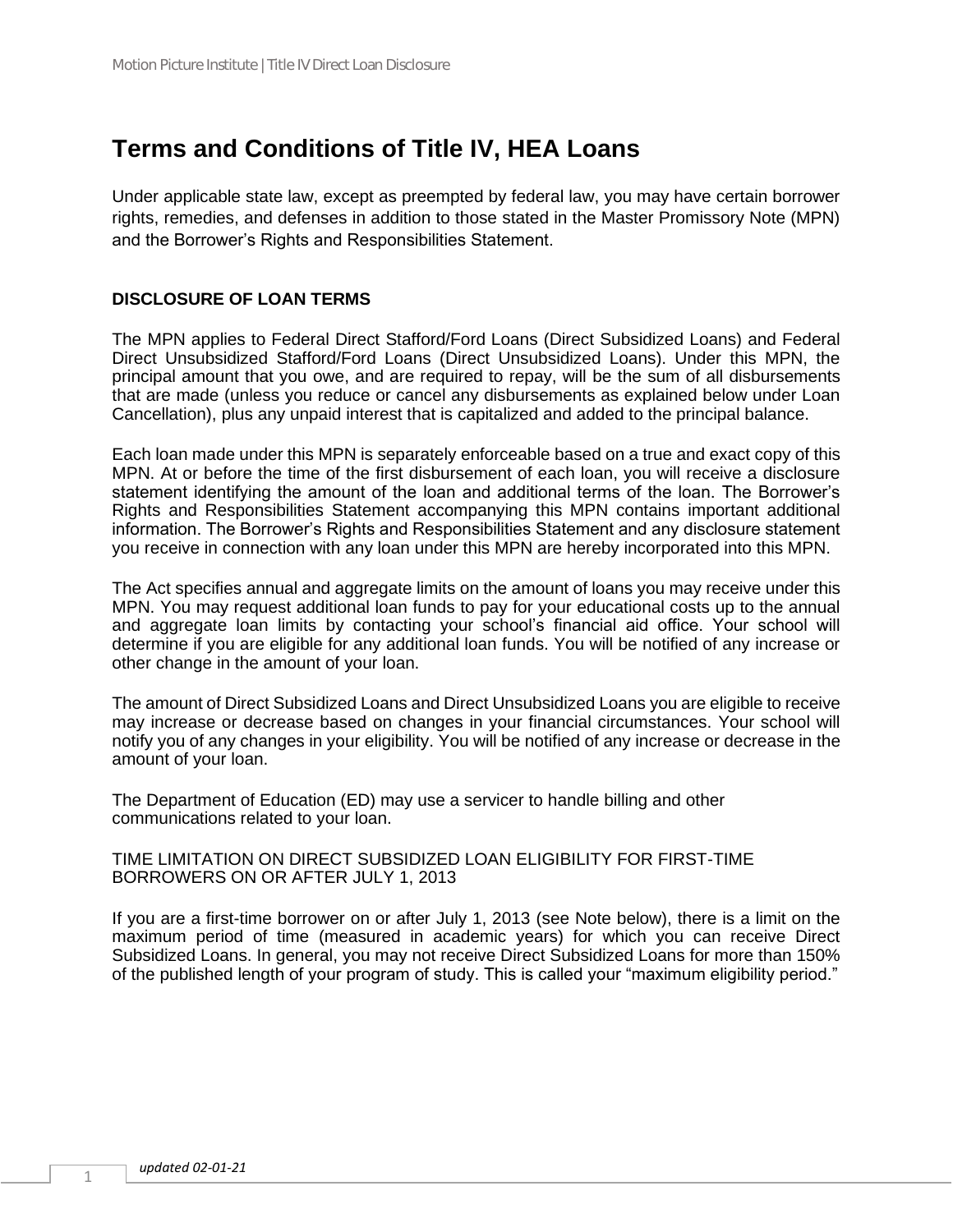# Terms and Conditions of Title IV, HEA Loans

Under applicable state law, except as preempted by federal law, you may have certain borrower rights, remedies, and defenses in addition to those stated in the Master Promissory Note (MPN) and the Borrower's Rights and Responsibilities Statement.

### DISCLOSURE OF LOAN TERMS

The MPN applies to Federal Direct Stafford/Ford Loans (Direct Subsidized Loans) and Federal Direct Unsubsidized Stafford/Ford Loans (Direct Unsubsidized Loans). Under this MPN, the principal amount that you owe, and are required to repay, will be the sum of all disbursements that are made (unless you reduce or cancel any disbursements as explained below under Loan Cancellation), plus any unpaid interest that is capitalized and added to the principal balance.

Each loan made under this MPN is separately enforceable based on a true and exact copy of this MPN. At or before the time of the first disbursement of each loan, you will receive a disclosure statement identifying the amount of the loan and additional terms of the loan. The Borrower's Rights and Responsibilities Statement accompanying this MPN contains important additional information. The Borrower's Rights and Responsibilities Statement and any disclosure statement you receive in connection with any loan under this MPN are hereby incorporated into this MPN.

The Act specifies annual and aggregate limits on the amount of loans you may receive under this MPN. You may request additional loan funds to pay for your educational costs up to the annual and aggregate loan limits by contacting your school's financial aid office. Your school will determine if you are eligible for any additional loan funds. You will be notified of any increase or other change in the amount of your loan.

The amount of Direct Subsidized Loans and Direct Unsubsidized Loans you are eligible to receive may increase or decrease based on changes in your financial circumstances. Your school will notify you of any changes in your eligibility. You will be notified of any increase or decrease in the amount of your loan.

The Department of Education (ED) may use a servicer to handle billing and other communications related to your loan.

TIME LIMITATION ON DIRECT SUBSIDIZED LOAN ELIGIBILITY FOR FIRST-TIME BORROWERS ON OR AFTER JULY 1, 2013

If you are a first-time borrower on or after July 1, 2013 (see Note below), there is a limit on the maximum period of time (measured in academic years) for which you can receive Direct Subsidized Loans. In general, you may not receive Direct Subsidized Loans for more than 150% of the published length of your program of study. This is called your "maximum eligibility period."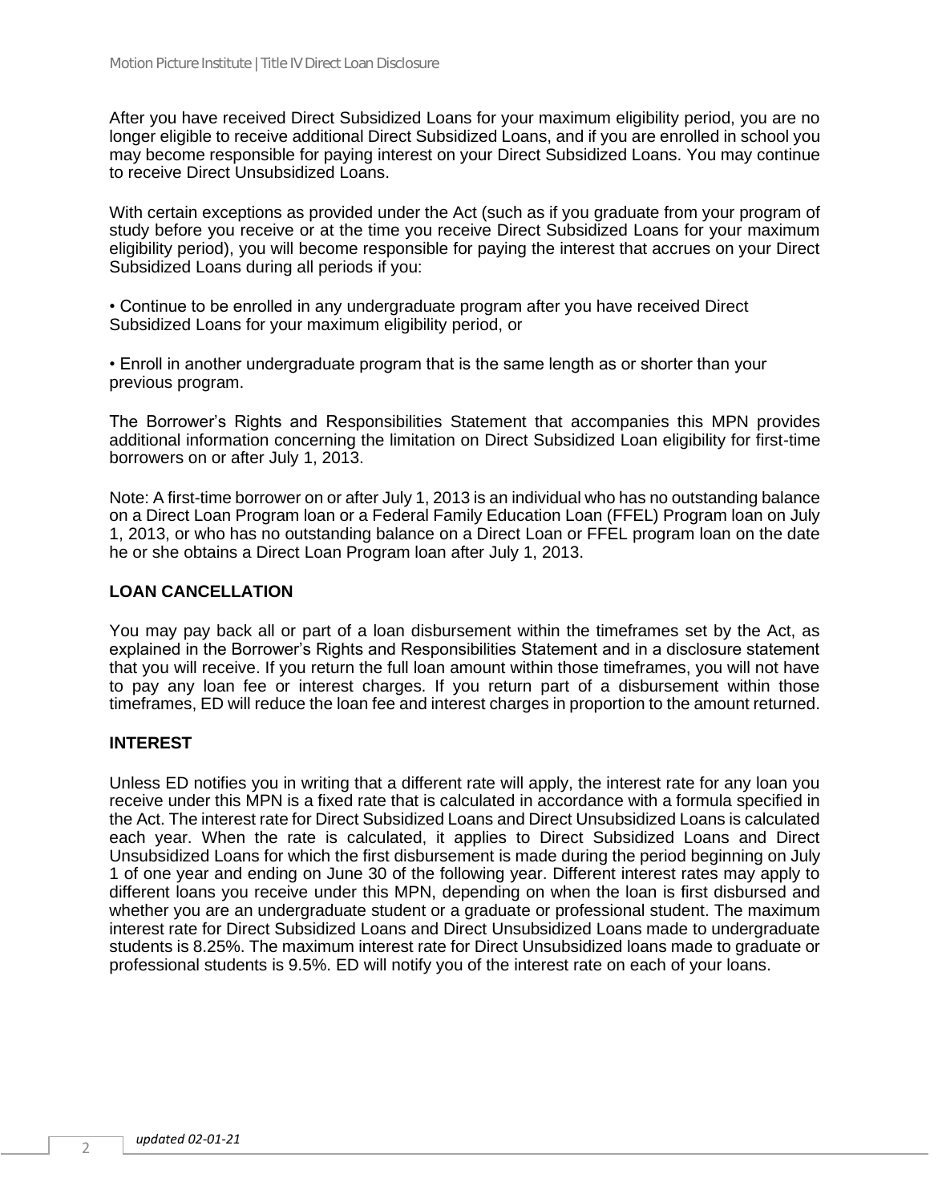After you have received Direct Subsidized Loans for your maximum eligibility period, you are no longer eligible to receive additional Direct Subsidized Loans, and if you are enrolled in school you may become responsible for paying interest on your Direct Subsidized Loans. You may continue to receive Direct Unsubsidized Loans.

With certain exceptions as provided under the Act (such as if you graduate from your program of study before you receive or at the time you receive Direct Subsidized Loans for your maximum eligibility period), you will become responsible for paying the interest that accrues on your Direct Subsidized Loans during all periods if you:

- Continue to be enrolled in any undergraduate program after you have received Direct Subsidized Loans for your maximum eligibility period, or

- Enroll in another undergraduate program that is the same length as or shorter than your previous program.

The Borrower's Rights and Responsibilities Statement that accompanies this MPN provides additional information concerning the limitation on Direct Subsidized Loan eligibility for first-time borrowers on or after July 1, 2013.

Note: A first-time borrower on or after July 1, 2013 is an individual who has no outstanding balance on a Direct Loan Program loan or a Federal Family Education Loan (FFEL) Program loan on July 1, 2013, or who has no outstanding balance on a Direct Loan or FFEL program loan on the date he or she obtains a Direct Loan Program loan after July 1, 2013.

## LOAN CANCELLATION

You may pay back all or part of a loan disbursement within the timeframes set by the Act, as explained in the Borrower's Rights and Responsibilities Statement and in a disclosure statement that you will receive. If you return the full loan amount within those timeframes, you will not have to pay any loan fee or interest charges. If you return part of a disbursement within those timeframes, ED will reduce the loan fee and interest charges in proportion to the amount returned.

## INTEREST

Unless ED notifies you in writing that a different rate will apply, the interest rate for any loan you receive under this MPN is a fixed rate that is calculated in accordance with a formula specified in the Act. The interest rate for Direct Subsidized Loans and Direct Unsubsidized Loans is calculated each year. When the rate is calculated, it applies to Direct Subsidized Loans and Direct Unsubsidized Loans for which the first disbursement is made during the period beginning on July 1 of one year and ending on June 30 of the following year. Different interest rates may apply to different loans you receive under this MPN, depending on when the loan is first disbursed and whether you are an undergraduate student or a graduate or professional student. The maximum interest rate for Direct Subsidized Loans and Direct Unsubsidized Loans made to undergraduate students is 8.25%. The maximum interest rate for Direct Unsubsidized loans made to graduate or professional students is 9.5%. ED will notify you of the interest rate on each of your loans.

*updated 02-01-21*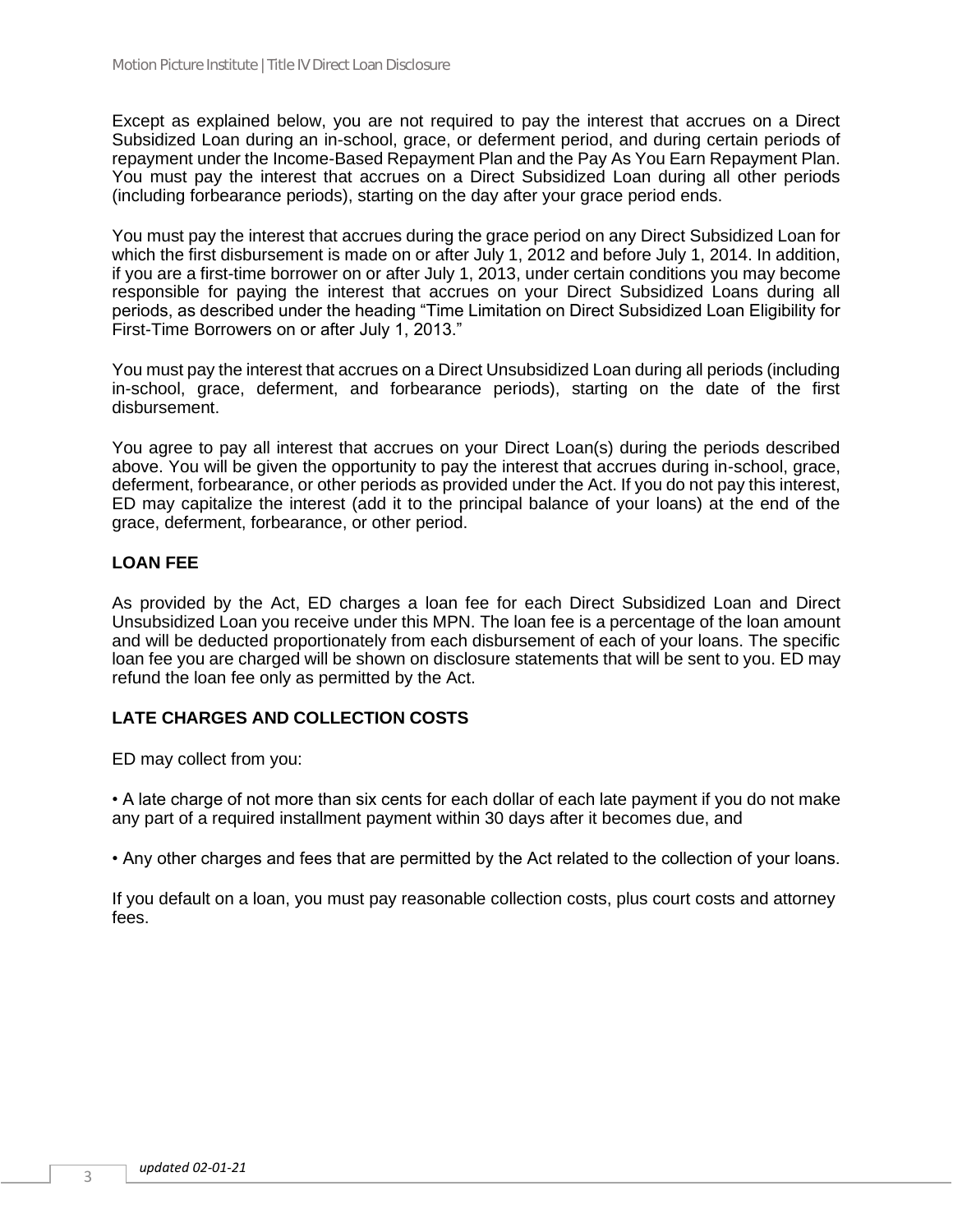Except as explained below, you are not required to pay the interest that accrues on a Direct Subsidized Loan during an in-school, grace, or deferment period, and during certain periods of repayment under the Income-Based Repayment Plan and the Pay As You Earn Repayment Plan. You must pay the interest that accrues on a Direct Subsidized Loan during all other periods (including forbearance periods), starting on the day after your grace period ends.

You must pay the interest that accrues during the grace period on any Direct Subsidized Loan for which the first disbursement is made on or after July 1, 2012 and before July 1, 2014. In addition, if you are a first-time borrower on or after July 1, 2013, under certain conditions you may become responsible for paying the interest that accrues on your Direct Subsidized Loans during all periods, as described under the heading "Time Limitation on Direct Subsidized Loan Eligibility for First-Time Borrowers on or after July 1, 2013."

You must pay the interest that accrues on a Direct Unsubsidized Loan during all periods (including in-school, grace, deferment, and forbearance periods), starting on the date of the first disbursement.

You agree to pay all interest that accrues on your Direct Loan(s) during the periods described above. You will be given the opportunity to pay the interest that accrues during in-school, grace, deferment, forbearance, or other periods as provided under the Act. If you do not pay this interest, ED may capitalize the interest (add it to the principal balance of your loans) at the end of the grace, deferment, forbearance, or other period.

## LOAN FEE

As provided by the Act, ED charges a loan fee for each Direct Subsidized Loan and Direct Unsubsidized Loan you receive under this MPN. The loan fee is a percentage of the loan amount and will be deducted proportionately from each disbursement of each of your loans. The specific loan fee you are charged will be shown on disclosure statements that will be sent to you. ED may refund the loan fee only as permitted by the Act.

## LATE CHARGES AND COLLECTION COSTS

ED may collect from you:

• A late charge of not more than six cents for each dollar of each late payment if you do not make any part of a required installment payment within 30 days after it becomes due, and

• Any other charges and fees that are permitted by the Act related to the collection of your loans.

If you default on a loan, you must pay reasonable collection costs, plus court costs and attorney fees.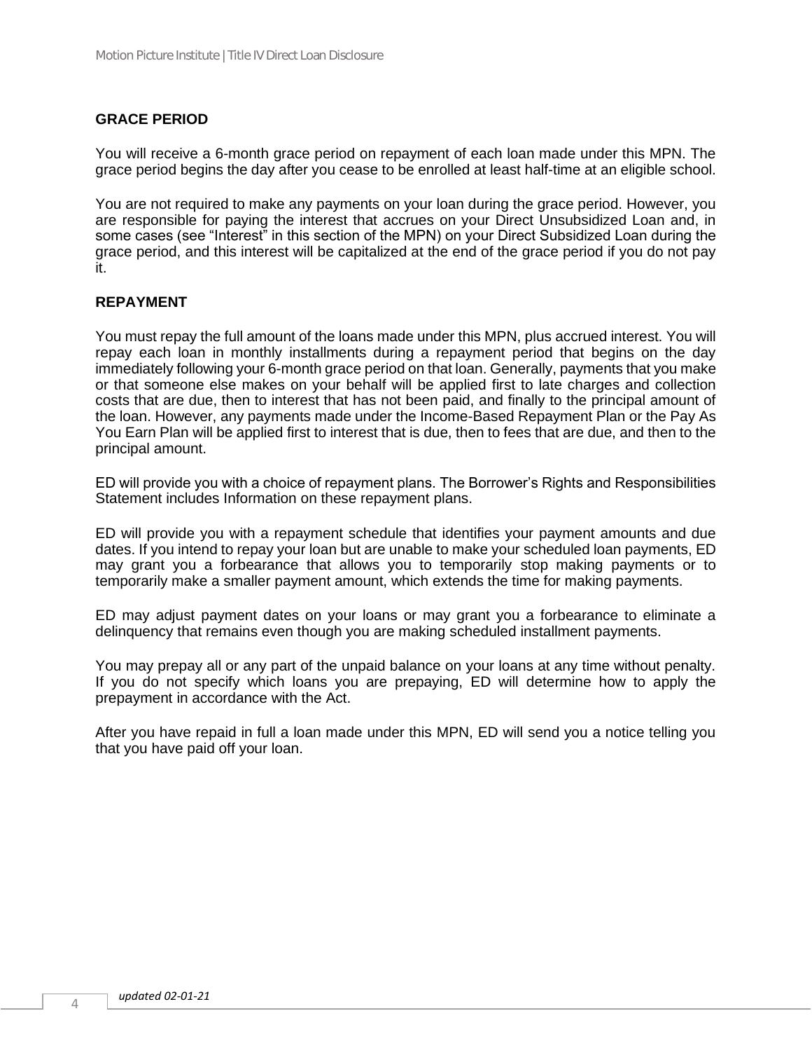## GRACE PERIOD

You will receive a 6-month grace period on repayment of each loan made under this MPN. The grace period begins the day after you cease to be enrolled at least half-time at an eligible school.

You are not required to make any payments on your loan during the grace period. However, you are responsible for paying the interest that accrues on your Direct Unsubsidized Loan and, in some cases (see "Interest" in this section of the MPN) on your Direct Subsidized Loan during the grace period, and this interest will be capitalized at the end of the grace period if you do not pay it.

## REPAYMENT

You must repay the full amount of the loans made under this MPN, plus accrued interest. You will repay each loan in monthly installments during a repayment period that begins on the day immediately following your 6-month grace period on that loan. Generally, payments that you make or that someone else makes on your behalf will be applied first to late charges and collection costs that are due, then to interest that has not been paid, and finally to the principal amount of the loan. However, any payments made under the Income-Based Repayment Plan or the Pay As You Earn Plan will be applied first to interest that is due, then to fees that are due, and then to the principal amount.

ED will provide you with a choice of repayment plans. The Borrower's Rights and Responsibilities Statement includes Information on these repayment plans.

ED will provide you with a repayment schedule that identifies your payment amounts and due dates. If you intend to repay your loan but are unable to make your scheduled loan payments, ED may grant you a forbearance that allows you to temporarily stop making payments or to temporarily make a smaller payment amount, which extends the time for making payments.

ED may adjust payment dates on your loans or may grant you a forbearance to eliminate a delinquency that remains even though you are making scheduled installment payments.

You may prepay all or any part of the unpaid balance on your loans at any time without penalty. If you do not specify which loans you are prepaying, ED will determine how to apply the prepayment in accordance with the Act.

After you have repaid in full a loan made under this MPN, ED will send you a notice telling you that you have paid off your loan.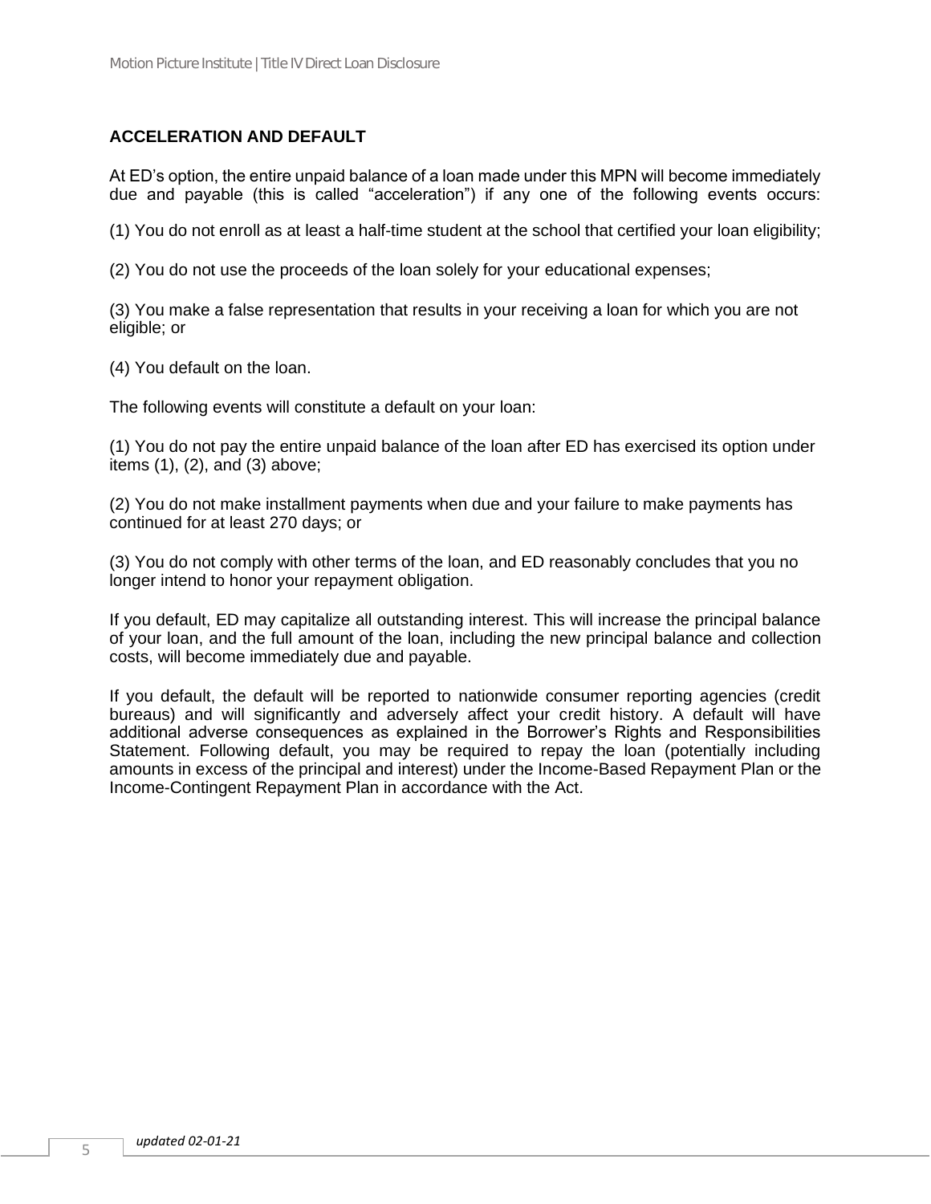## ACCELERATION AND DEFAULT

At ED's option, the entire unpaid balance of a loan made under this MPN will become immediately due and payable (this is called "acceleration") if any one of the following events occurs:

(1) You do not enroll as at least a half-time student at the school that certified your loan eligibility;

(2) You do not use the proceeds of the loan solely for your educational expenses;

(3) You make a false representation that results in your receiving a loan for which you are not eligible; or

(4) You default on the loan.

The following events will constitute a default on your loan:

(1) You do not pay the entire unpaid balance of the loan after ED has exercised its option under items (1), (2), and (3) above;

(2) You do not make installment payments when due and your failure to make payments has continued for at least 270 days; or

(3) You do not comply with other terms of the loan, and ED reasonably concludes that you no longer intend to honor your repayment obligation.

If you default, ED may capitalize all outstanding interest. This will increase the principal balance of your loan, and the full amount of the loan, including the new principal balance and collection costs, will become immediately due and payable.

If you default, the default will be reported to nationwide consumer reporting agencies (credit bureaus) and will significantly and adversely affect your credit history. A default will have additional adverse consequences as explained in the Borrower's Rights and Responsibilities Statement. Following default, you may be required to repay the loan (potentially including amounts in excess of the principal and interest) under the Income-Based Repayment Plan or the Income-Contingent Repayment Plan in accordance with the Act.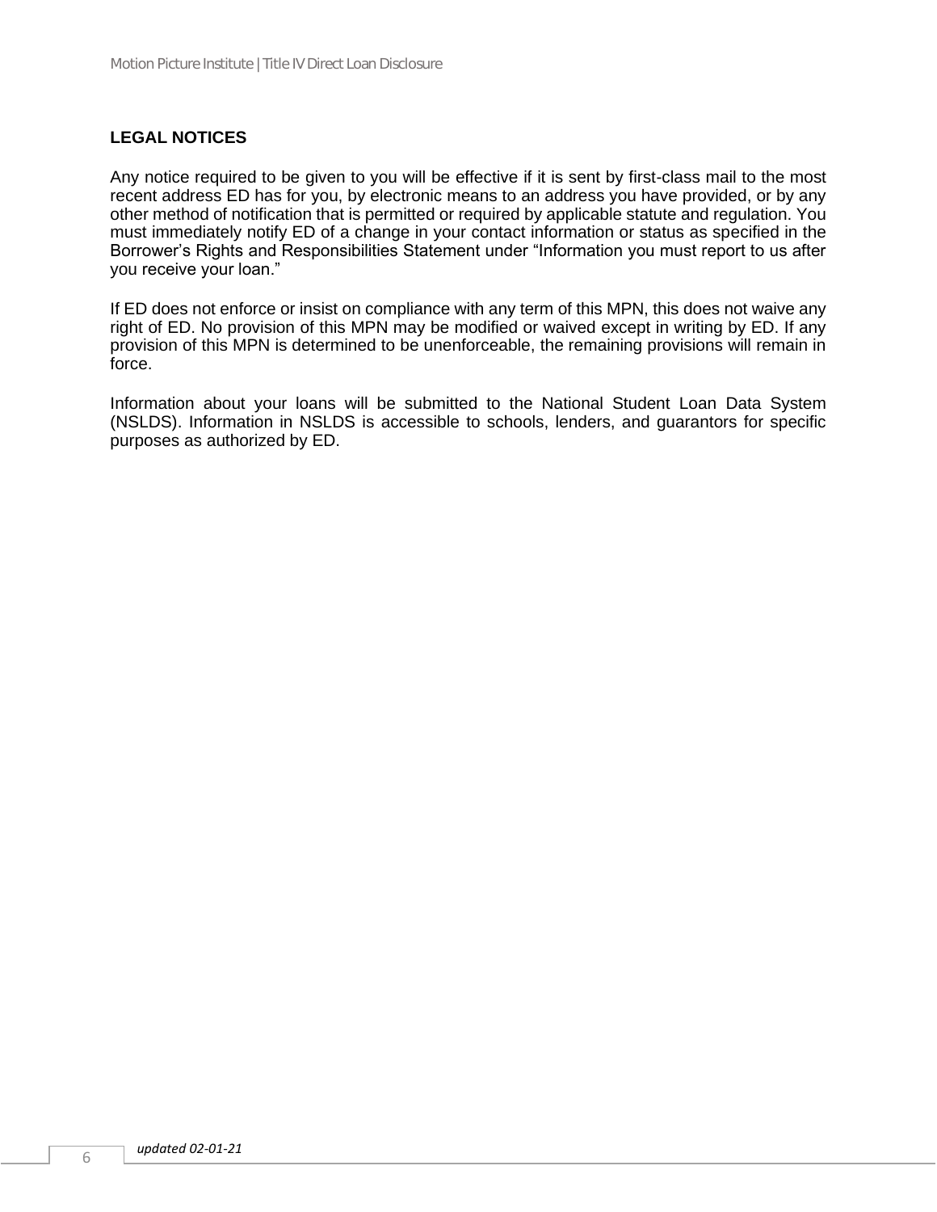## LEGAL NOTICES

Any notice required to be given to you will be effective if it is sent by first-class mail to the most recent address ED has for you, by electronic means to an address you have provided, or by any other method of notification that is permitted or required by applicable statute and regulation. You must immediately notify ED of a change in your contact information or status as specified in the Borrower's Rights and Responsibilities Statement under "Information you must report to us after you receive your loan."

If ED does not enforce or insist on compliance with any term of this MPN, this does not waive any right of ED. No provision of this MPN may be modified or waived except in writing by ED. If any provision of this MPN is determined to be unenforceable, the remaining provisions will remain in force.

Information about your loans will be submitted to the National Student Loan Data System (NSLDS). Information in NSLDS is accessible to schools, lenders, and guarantors for specific purposes as authorized by ED.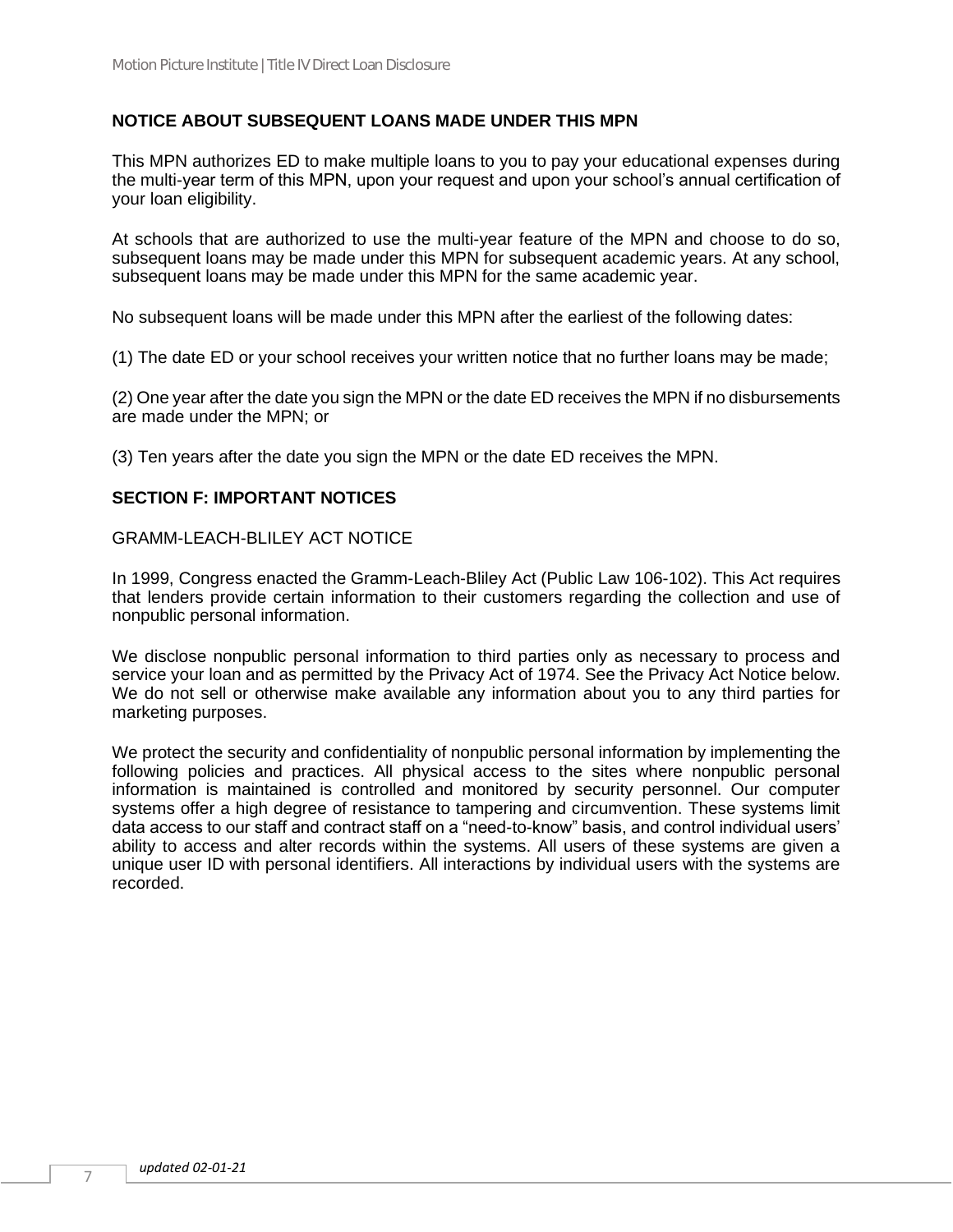## NOTICE ABOUT SUBSEQUENT LOANS MADE UNDER THIS MPN

This MPN authorizes ED to make multiple loans to you to pay your educational expenses during the multi-year term of this MPN, upon your request and upon your school's annual certification of your loan eligibility.

At schools that are authorized to use the multi-year feature of the MPN and choose to do so, subsequent loans may be made under this MPN for subsequent academic years. At any school, subsequent loans may be made under this MPN for the same academic year.

No subsequent loans will be made under this MPN after the earliest of the following dates:

(1) The date ED or your school receives your written notice that no further loans may be made;

(2) One year after the date you sign the MPN or the date ED receives the MPN if no disbursements are made under the MPN; or

(3) Ten years after the date you sign the MPN or the date ED receives the MPN.

## SECTION F: IMPORTANT NOTICES

GRAMM-LEACH-BLILEY ACT NOTICE

In 1999, Congress enacted the Gramm-Leach-Bliley Act (Public Law 106-102). This Act requires that lenders provide certain information to their customers regarding the collection and use of nonpublic personal information.

We disclose nonpublic personal information to third parties only as necessary to process and service your loan and as permitted by the Privacy Act of 1974. See the Privacy Act Notice below. We do not sell or otherwise make available any information about you to any third parties for marketing purposes.

We protect the security and confidentiality of nonpublic personal information by implementing the following policies and practices. All physical access to the sites where nonpublic personal information is maintained is controlled and monitored by security personnel. Our computer systems offer a high degree of resistance to tampering and circumvention. These systems limit data access to our staff and contract staff on a "need-to-know" basis, and control individual users' ability to access and alter records within the systems. All users of these systems are given a unique user ID with personal identifiers. All interactions by individual users with the systems are recorded.

*updated 02-01-21*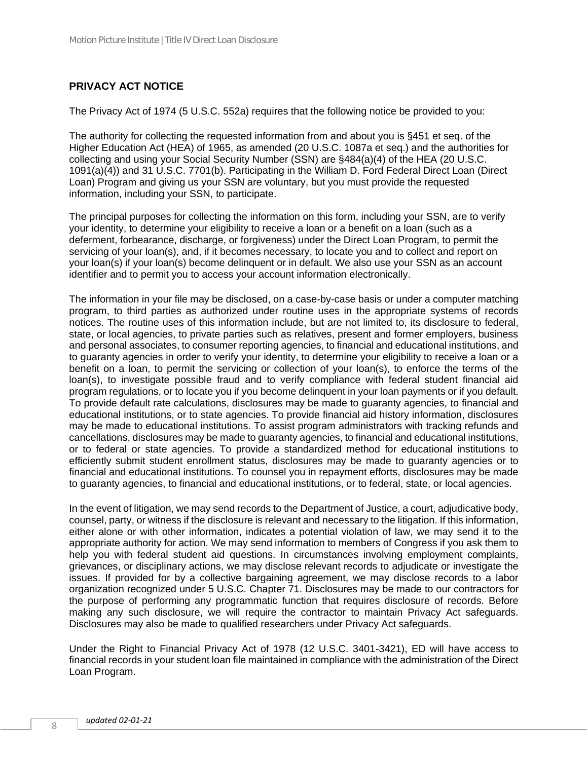## PRIVACY ACT NOTICE

The Privacy Act of 1974 (5 U.S.C. 552a) requires that the following notice be provided to you:

The authority for collecting the requested information from and about you is §451 et seq. of the Higher Education Act (HEA) of 1965, as amended (20 U.S.C. 1087a et seq.) and the authorities for collecting and using your Social Security Number (SSN) are §484(a)(4) of the HEA (20 U.S.C. 1091(a)(4)) and 31 U.S.C. 7701(b). Participating in the William D. Ford Federal Direct Loan (Direct Loan) Program and giving us your SSN are voluntary, but you must provide the requested information, including your SSN, to participate.

The principal purposes for collecting the information on this form, including your SSN, are to verify your identity, to determine your eligibility to receive a loan or a benefit on a loan (such as a deferment, forbearance, discharge, or forgiveness) under the Direct Loan Program, to permit the servicing of your loan(s), and, if it becomes necessary, to locate you and to collect and report on your loan(s) if your loan(s) become delinquent or in default. We also use your SSN as an account identifier and to permit you to access your account information electronically.

The information in your file may be disclosed, on a case-by-case basis or under a computer matching program, to third parties as authorized under routine uses in the appropriate systems of records notices. The routine uses of this information include, but are not limited to, its disclosure to federal, state, or local agencies, to private parties such as relatives, present and former employers, business and personal associates, to consumer reporting agencies, to financial and educational institutions, and to guaranty agencies in order to verify your identity, to determine your eligibility to receive a loan or a benefit on a loan, to permit the servicing or collection of your loan(s), to enforce the terms of the loan(s), to investigate possible fraud and to verify compliance with federal student financial aid program regulations, or to locate you if you become delinquent in your loan payments or if you default. To provide default rate calculations, disclosures may be made to guaranty agencies, to financial and educational institutions, or to state agencies. To provide financial aid history information, disclosures may be made to educational institutions. To assist program administrators with tracking refunds and cancellations, disclosures may be made to guaranty agencies, to financial and educational institutions, or to federal or state agencies. To provide a standardized method for educational institutions to efficiently submit student enrollment status, disclosures may be made to guaranty agencies or to financial and educational institutions. To counsel you in repayment efforts, disclosures may be made to guaranty agencies, to financial and educational institutions, or to federal, state, or local agencies.

In the event of litigation, we may send records to the Department of Justice, a court, adjudicative body, counsel, party, or witness if the disclosure is relevant and necessary to the litigation. If this information, either alone or with other information, indicates a potential violation of law, we may send it to the appropriate authority for action. We may send information to members of Congress if you ask them to help you with federal student aid questions. In circumstances involving employment complaints, grievances, or disciplinary actions, we may disclose relevant records to adjudicate or investigate the issues. If provided for by a collective bargaining agreement, we may disclose records to a labor organization recognized under 5 U.S.C. Chapter 71. Disclosures may be made to our contractors for the purpose of performing any programmatic function that requires disclosure of records. Before making any such disclosure, we will require the contractor to maintain Privacy Act safeguards. Disclosures may also be made to qualified researchers under Privacy Act safeguards.

Under the Right to Financial Privacy Act of 1978 (12 U.S.C. 3401-3421), ED will have access to financial records in your student loan file maintained in compliance with the administration of the Direct Loan Program.

*updated 02-01-21*